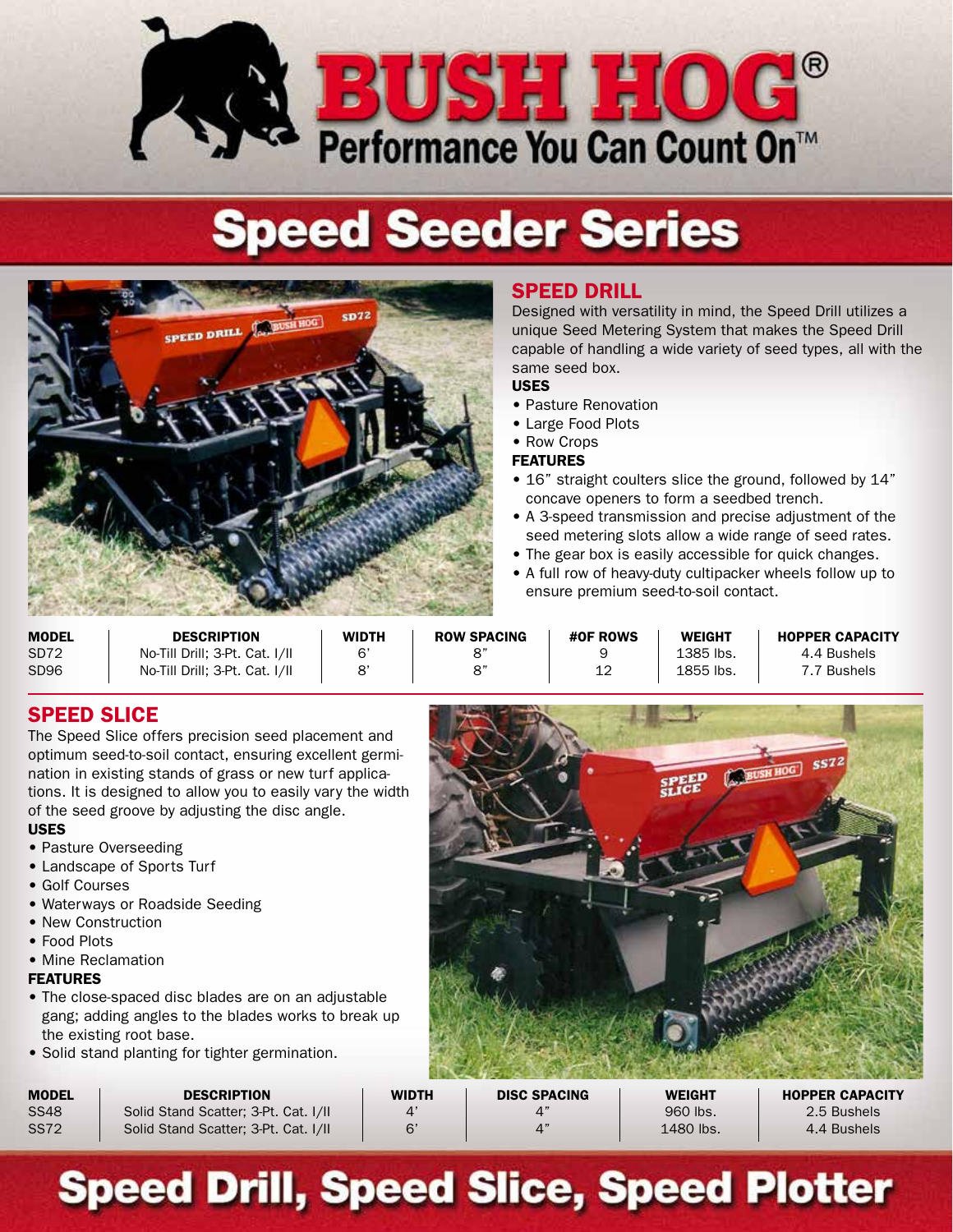# BUSH HOG®

Performance You Can Count On™

# Speed Seeder Series

## SPEED DRILL

Designed with versatility in mind, the Speed Drill utilizes a unique Seed Metering System that makes the Speed Drill capable of handling a wide variety of seed types, all with the same seed box.

**USES**

- Pasture Renovation
- Large Food Plots
- Row Crops

**FEATURES**

- 16" straight coulters slice the ground, followed by 14" concave openers to form a seedbed trench.
- A 3-speed transmission and precise adjustment of the seed metering slots allow a wide range of seed rates.
- The gear box is easily accessible for quick changes.
- A full row of heavy-duty cultipacker wheels follow up to ensure premium seed-to-soil contact.

| MODEL | DESCRIPTION | WIDTH | ROW SPACING | #OF ROWS | WEIGHT | HOPPER CAPACITY |
|---|---|---|---|---|---|---|
| SD72 | No-Till Drill; 3-Pt. Cat. I/II | 6' | 8" | 9 | 1385 lbs. | 4.4 Bushels |
| SD96 | No-Till Drill; 3-Pt. Cat. I/II | 8' | 8" | 12 | 1855 lbs. | 7.7 Bushels |

## SPEED SLICE

The Speed Slice offers precision seed placement and optimum seed-to-soil contact, ensuring excellent germination in existing stands of grass or new turf applications. It is designed to allow you to easily vary the width of the seed groove by adjusting the disc angle.

**USES**

- Pasture Overseeding
- Landscape of Sports Turf
- Golf Courses
- Waterways or Roadside Seeding
- New Construction
- Food Plots
- Mine Reclamation

**FEATURES**

- The close-spaced disc blades are on an adjustable gang; adding angles to the blades works to break up the existing root base.
- Solid stand planting for tighter germination.

| MODEL | DESCRIPTION | WIDTH | DISC SPACING | WEIGHT | HOPPER CAPACITY |
|---|---|---|---|---|---|
| SS48 | Solid Stand Scatter; 3-Pt. Cat. I/II | 4' | 4" | 960 lbs. | 2.5 Bushels |
| SS72 | Solid Stand Scatter; 3-Pt. Cat. I/II | 6' | 4" | 1480 lbs. | 4.4 Bushels |

# Speed Drill, Speed Slice, Speed Plotter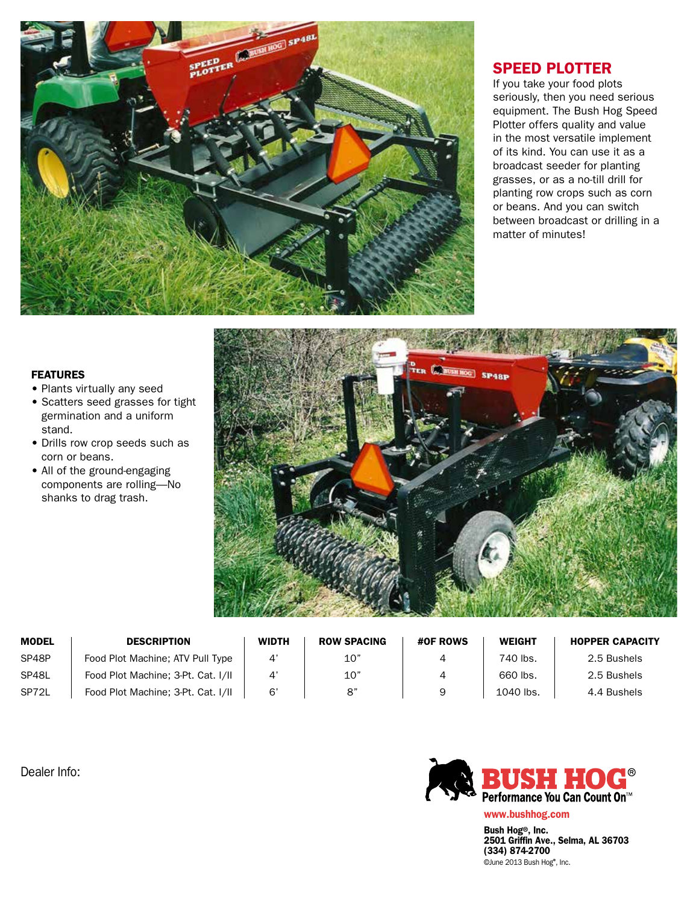## SPEED PLOTTER

If you take your food plots seriously, then you need serious equipment. The Bush Hog Speed Plotter offers quality and value in the most versatile implement of its kind. You can use it as a broadcast seeder for planting grasses, or as a no-till drill for planting row crops such as corn or beans. And you can switch between broadcast or drilling in a matter of minutes!

### FEATURES

- Plants virtually any seed
- Scatters seed grasses for tight germination and a uniform stand.
- Drills row crop seeds such as corn or beans.
- All of the ground-engaging components are rolling—No shanks to drag trash.

| MODEL | DESCRIPTION | WIDTH | ROW SPACING | #OF ROWS | WEIGHT | HOPPER CAPACITY |
|---|---|---|---|---|---|---|
| SP48P | Food Plot Machine; ATV Pull Type | 4' | 10" | 4 | 740 lbs. | 2.5 Bushels |
| SP48L | Food Plot Machine; 3-Pt. Cat. I/II | 4' | 10" | 4 | 660 lbs. | 2.5 Bushels |
| SP72L | Food Plot Machine; 3-Pt. Cat. I/II | 6' | 8" | 9 | 1040 lbs. | 4.4 Bushels |

Dealer Info:

**BUSH HOG®**
Performance You Can Count On™

www.bushhog.com

**Bush Hog®, Inc.**
**2501 Griffin Ave., Selma, AL 36703**
**(334) 874-2700**
©June 2013 Bush Hog®, Inc.